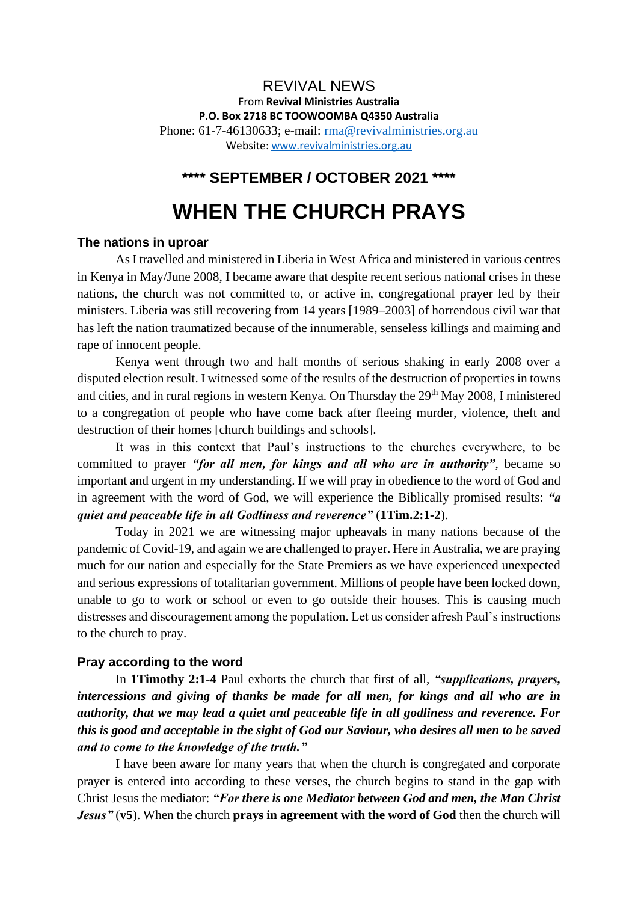REVIVAL NEWS

From **Revival Ministries Australia**

**P.O. Box 2718 BC TOOWOOMBA Q4350 Australia**

Phone: 61-7-46130633; e-mail: rma@revivalministries.org.au

Website: www.revivalministries.org.au

**\*\*\*\* SEPTEMBER / OCTOBER 2021 \*\*\*\***

# WHEN THE CHURCH PRAYS

### The nations in uproar

As I travelled and ministered in Liberia in West Africa and ministered in various centres in Kenya in May/June 2008, I became aware that despite recent serious national crises in these nations, the church was not committed to, or active in, congregational prayer led by their ministers. Liberia was still recovering from 14 years [1989–2003] of horrendous civil war that has left the nation traumatized because of the innumerable, senseless killings and maiming and rape of innocent people.

Kenya went through two and half months of serious shaking in early 2008 over a disputed election result. I witnessed some of the results of the destruction of properties in towns and cities, and in rural regions in western Kenya. On Thursday the 29th May 2008, I ministered to a congregation of people who have come back after fleeing murder, violence, theft and destruction of their homes [church buildings and schools].

It was in this context that Paul's instructions to the churches everywhere, to be committed to prayer ***"for all men, for kings and all who are in authority"***, became so important and urgent in my understanding. If we will pray in obedience to the word of God and in agreement with the word of God, we will experience the Biblically promised results: ***"a quiet and peaceable life in all Godliness and reverence"*** (**1Tim.2:1-2**).

Today in 2021 we are witnessing major upheavals in many nations because of the pandemic of Covid-19, and again we are challenged to prayer. Here in Australia, we are praying much for our nation and especially for the State Premiers as we have experienced unexpected and serious expressions of totalitarian government. Millions of people have been locked down, unable to go to work or school or even to go outside their houses. This is causing much distresses and discouragement among the population. Let us consider afresh Paul's instructions to the church to pray.

### Pray according to the word

In **1Timothy 2:1-4** Paul exhorts the church that first of all, ***"supplications, prayers, intercessions and giving of thanks be made for all men, for kings and all who are in authority, that we may lead a quiet and peaceable life in all godliness and reverence. For this is good and acceptable in the sight of God our Saviour, who desires all men to be saved and to come to the knowledge of the truth."***

I have been aware for many years that when the church is congregated and corporate prayer is entered into according to these verses, the church begins to stand in the gap with Christ Jesus the mediator: ***"For there is one Mediator between God and men, the Man Christ Jesus"*** (**v5**). When the church **prays in agreement with the word of God** then the church will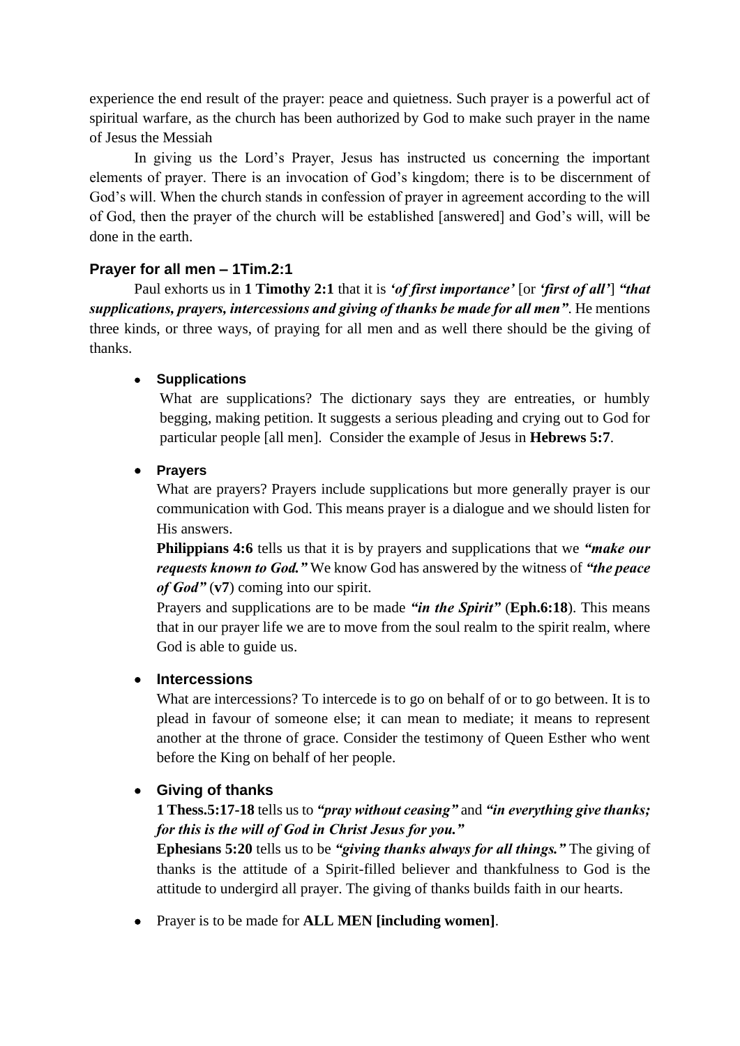experience the end result of the prayer: peace and quietness. Such prayer is a powerful act of spiritual warfare, as the church has been authorized by God to make such prayer in the name of Jesus the Messiah

In giving us the Lord's Prayer, Jesus has instructed us concerning the important elements of prayer. There is an invocation of God's kingdom; there is to be discernment of God's will. When the church stands in confession of prayer in agreement according to the will of God, then the prayer of the church will be established [answered] and God's will, will be done in the earth.

### Prayer for all men – 1Tim.2:1

Paul exhorts us in **1 Timothy 2:1** that it is ***'of first importance'*** [or ***'first of all'***] ***"that supplications, prayers, intercessions and giving of thanks be made for all men"***. He mentions three kinds, or three ways, of praying for all men and as well there should be the giving of thanks.

- **Supplications**

  What are supplications? The dictionary says they are entreaties, or humbly begging, making petition. It suggests a serious pleading and crying out to God for particular people [all men]. Consider the example of Jesus in **Hebrews 5:7**.

- **Prayers**

  What are prayers? Prayers include supplications but more generally prayer is our communication with God. This means prayer is a dialogue and we should listen for His answers.

  **Philippians 4:6** tells us that it is by prayers and supplications that we ***"make our requests known to God."*** We know God has answered by the witness of ***"the peace of God"*** (**v7**) coming into our spirit.

  Prayers and supplications are to be made ***"in the Spirit"*** (**Eph.6:18**). This means that in our prayer life we are to move from the soul realm to the spirit realm, where God is able to guide us.

- **Intercessions**

  What are intercessions? To intercede is to go on behalf of or to go between. It is to plead in favour of someone else; it can mean to mediate; it means to represent another at the throne of grace. Consider the testimony of Queen Esther who went before the King on behalf of her people.

- **Giving of thanks**

  **1 Thess.5:17-18** tells us to ***"pray without ceasing"*** and ***"in everything give thanks; for this is the will of God in Christ Jesus for you."***

  **Ephesians 5:20** tells us to be ***"giving thanks always for all things."*** The giving of thanks is the attitude of a Spirit-filled believer and thankfulness to God is the attitude to undergird all prayer. The giving of thanks builds faith in our hearts.

- Prayer is to be made for **ALL MEN [including women]**.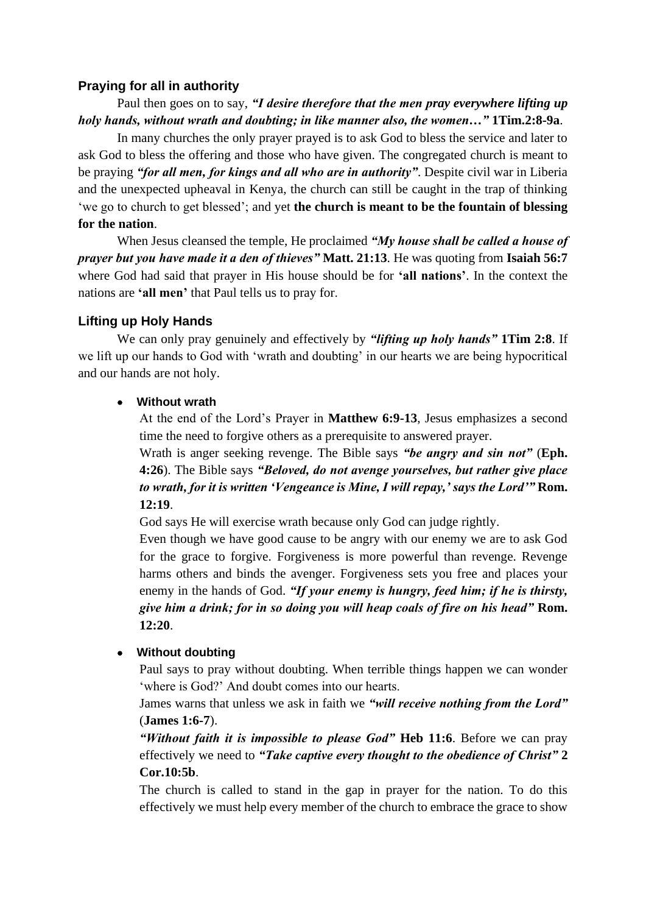### Praying for all in authority

Paul then goes on to say, ***"I desire therefore that the men pray everywhere lifting up holy hands, without wrath and doubting; in like manner also, the women…"*** **1Tim.2:8-9a**.

In many churches the only prayer prayed is to ask God to bless the service and later to ask God to bless the offering and those who have given. The congregated church is meant to be praying ***"for all men, for kings and all who are in authority"***. Despite civil war in Liberia and the unexpected upheaval in Kenya, the church can still be caught in the trap of thinking 'we go to church to get blessed'; and yet **the church is meant to be the fountain of blessing for the nation**.

When Jesus cleansed the temple, He proclaimed ***"My house shall be called a house of prayer but you have made it a den of thieves"*** **Matt. 21:13**. He was quoting from **Isaiah 56:7** where God had said that prayer in His house should be for **'all nations'**. In the context the nations are **'all men'** that Paul tells us to pray for.

### Lifting up Holy Hands

We can only pray genuinely and effectively by ***"lifting up holy hands"*** **1Tim 2:8**. If we lift up our hands to God with 'wrath and doubting' in our hearts we are being hypocritical and our hands are not holy.

- **Without wrath**

  At the end of the Lord's Prayer in **Matthew 6:9-13**, Jesus emphasizes a second time the need to forgive others as a prerequisite to answered prayer.

  Wrath is anger seeking revenge. The Bible says ***"be angry and sin not"*** (**Eph. 4:26**). The Bible says ***"Beloved, do not avenge yourselves, but rather give place to wrath, for it is written 'Vengeance is Mine, I will repay,' says the Lord'"*** **Rom. 12:19**.

  God says He will exercise wrath because only God can judge rightly.

  Even though we have good cause to be angry with our enemy we are to ask God for the grace to forgive. Forgiveness is more powerful than revenge. Revenge harms others and binds the avenger. Forgiveness sets you free and places your enemy in the hands of God. ***"If your enemy is hungry, feed him; if he is thirsty, give him a drink; for in so doing you will heap coals of fire on his head"*** **Rom. 12:20**.

- **Without doubting**

  Paul says to pray without doubting. When terrible things happen we can wonder 'where is God?' And doubt comes into our hearts.

  James warns that unless we ask in faith we ***"will receive nothing from the Lord"*** (**James 1:6-7**).

  ***"Without faith it is impossible to please God"*** **Heb 11:6**. Before we can pray effectively we need to ***"Take captive every thought to the obedience of Christ"*** **2 Cor.10:5b**.

  The church is called to stand in the gap in prayer for the nation. To do this effectively we must help every member of the church to embrace the grace to show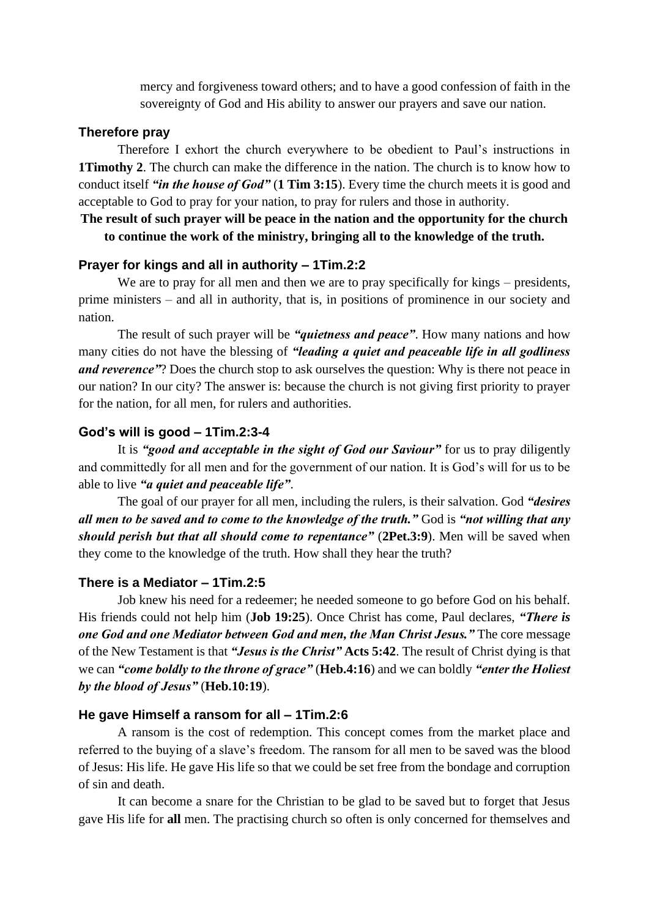mercy and forgiveness toward others; and to have a good confession of faith in the sovereignty of God and His ability to answer our prayers and save our nation.

### Therefore pray

Therefore I exhort the church everywhere to be obedient to Paul's instructions in **1Timothy 2**. The church can make the difference in the nation. The church is to know how to conduct itself ***"in the house of God"*** (**1 Tim 3:15**). Every time the church meets it is good and acceptable to God to pray for your nation, to pray for rulers and those in authority.

**The result of such prayer will be peace in the nation and the opportunity for the church to continue the work of the ministry, bringing all to the knowledge of the truth.**

### Prayer for kings and all in authority – 1Tim.2:2

We are to pray for all men and then we are to pray specifically for kings – presidents, prime ministers – and all in authority, that is, in positions of prominence in our society and nation.

The result of such prayer will be ***"quietness and peace"***. How many nations and how many cities do not have the blessing of ***"leading a quiet and peaceable life in all godliness and reverence"***? Does the church stop to ask ourselves the question: Why is there not peace in our nation? In our city? The answer is: because the church is not giving first priority to prayer for the nation, for all men, for rulers and authorities.

### God's will is good – 1Tim.2:3-4

It is ***"good and acceptable in the sight of God our Saviour"*** for us to pray diligently and committedly for all men and for the government of our nation. It is God's will for us to be able to live ***"a quiet and peaceable life"***.

The goal of our prayer for all men, including the rulers, is their salvation. God ***"desires all men to be saved and to come to the knowledge of the truth."*** God is ***"not willing that any should perish but that all should come to repentance"*** (**2Pet.3:9**). Men will be saved when they come to the knowledge of the truth. How shall they hear the truth?

### There is a Mediator – 1Tim.2:5

Job knew his need for a redeemer; he needed someone to go before God on his behalf. His friends could not help him (**Job 19:25**). Once Christ has come, Paul declares, ***"There is one God and one Mediator between God and men, the Man Christ Jesus."*** The core message of the New Testament is that ***"Jesus is the Christ"*** **Acts 5:42**. The result of Christ dying is that we can ***"come boldly to the throne of grace"*** (**Heb.4:16**) and we can boldly ***"enter the Holiest by the blood of Jesus"*** (**Heb.10:19**).

### He gave Himself a ransom for all – 1Tim.2:6

A ransom is the cost of redemption. This concept comes from the market place and referred to the buying of a slave's freedom. The ransom for all men to be saved was the blood of Jesus: His life. He gave His life so that we could be set free from the bondage and corruption of sin and death.

It can become a snare for the Christian to be glad to be saved but to forget that Jesus gave His life for **all** men. The practising church so often is only concerned for themselves and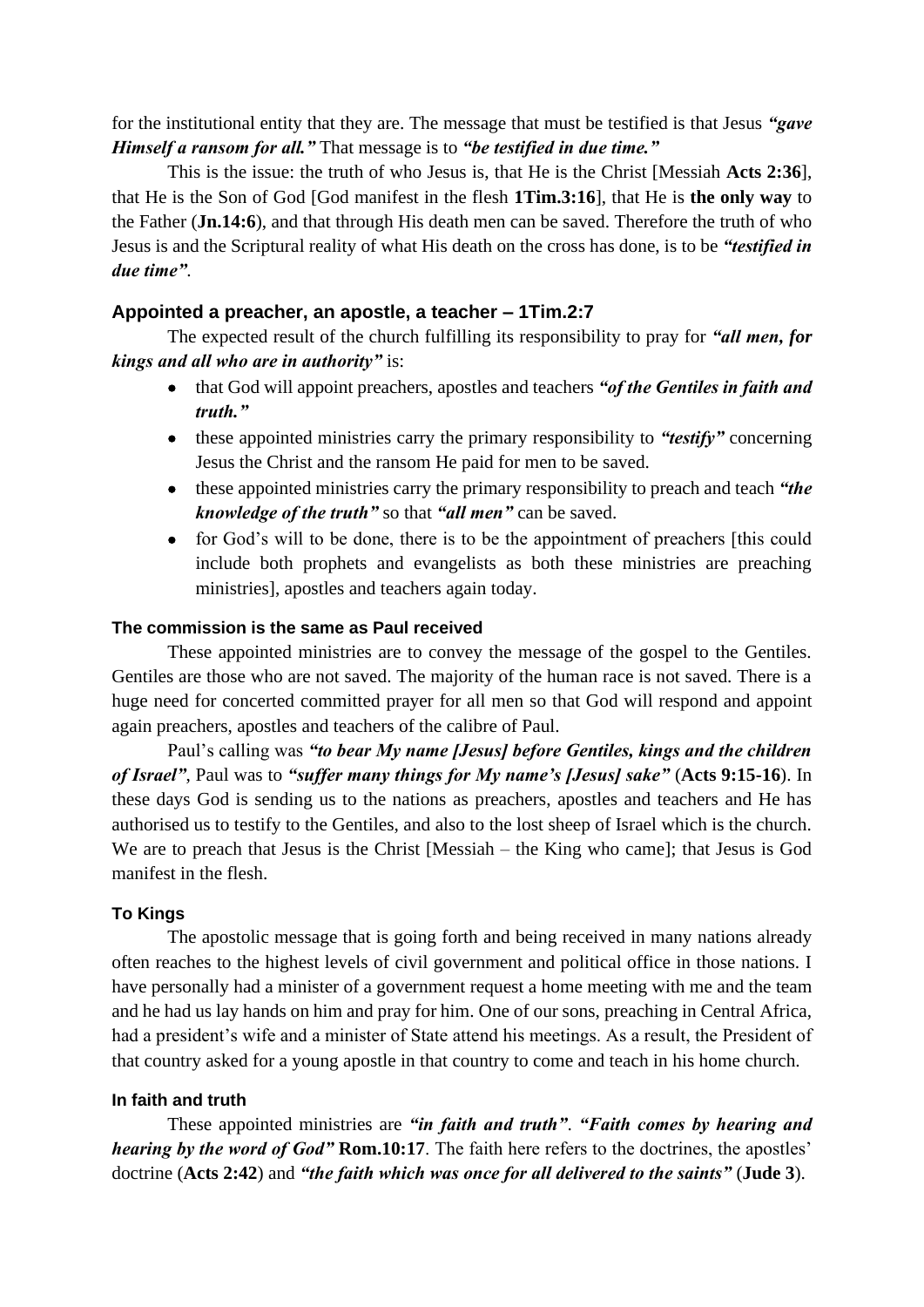for the institutional entity that they are. The message that must be testified is that Jesus ***"gave Himself a ransom for all."*** That message is to ***"be testified in due time."***

This is the issue: the truth of who Jesus is, that He is the Christ [Messiah **Acts 2:36**], that He is the Son of God [God manifest in the flesh **1Tim.3:16**], that He is **the only way** to the Father (**Jn.14:6**), and that through His death men can be saved. Therefore the truth of who Jesus is and the Scriptural reality of what His death on the cross has done, is to be ***"testified in due time"***.

## Appointed a preacher, an apostle, a teacher – 1Tim.2:7

The expected result of the church fulfilling its responsibility to pray for ***"all men, for kings and all who are in authority"*** is:

- that God will appoint preachers, apostles and teachers ***"of the Gentiles in faith and truth."***
- these appointed ministries carry the primary responsibility to ***"testify"*** concerning Jesus the Christ and the ransom He paid for men to be saved.
- these appointed ministries carry the primary responsibility to preach and teach ***"the knowledge of the truth"*** so that ***"all men"*** can be saved.
- for God's will to be done, there is to be the appointment of preachers [this could include both prophets and evangelists as both these ministries are preaching ministries], apostles and teachers again today.

### The commission is the same as Paul received

These appointed ministries are to convey the message of the gospel to the Gentiles. Gentiles are those who are not saved. The majority of the human race is not saved. There is a huge need for concerted committed prayer for all men so that God will respond and appoint again preachers, apostles and teachers of the calibre of Paul.

Paul's calling was ***"to bear My name [Jesus] before Gentiles, kings and the children of Israel"***, Paul was to ***"suffer many things for My name's [Jesus] sake"*** (**Acts 9:15-16**). In these days God is sending us to the nations as preachers, apostles and teachers and He has authorised us to testify to the Gentiles, and also to the lost sheep of Israel which is the church. We are to preach that Jesus is the Christ [Messiah – the King who came]; that Jesus is God manifest in the flesh.

### To Kings

The apostolic message that is going forth and being received in many nations already often reaches to the highest levels of civil government and political office in those nations. I have personally had a minister of a government request a home meeting with me and the team and he had us lay hands on him and pray for him. One of our sons, preaching in Central Africa, had a president's wife and a minister of State attend his meetings. As a result, the President of that country asked for a young apostle in that country to come and teach in his home church.

### In faith and truth

These appointed ministries are ***"in faith and truth"***. ***"Faith comes by hearing and hearing by the word of God"*** **Rom.10:17**. The faith here refers to the doctrines, the apostles' doctrine (**Acts 2:42**) and ***"the faith which was once for all delivered to the saints"*** (**Jude 3**).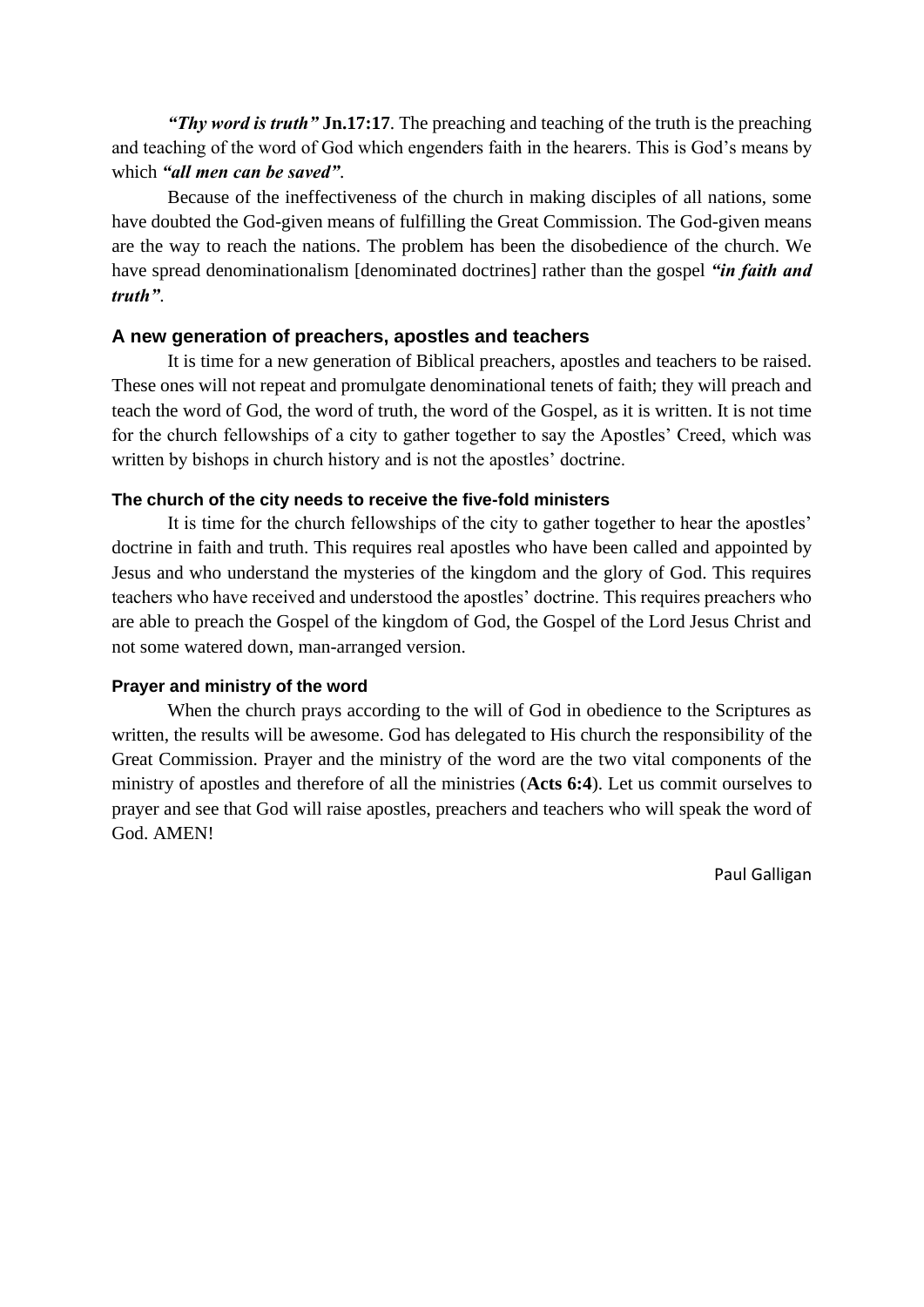***"Thy word is truth"*** **Jn.17:17**. The preaching and teaching of the truth is the preaching and teaching of the word of God which engenders faith in the hearers. This is God's means by which ***"all men can be saved"***.

Because of the ineffectiveness of the church in making disciples of all nations, some have doubted the God-given means of fulfilling the Great Commission. The God-given means are the way to reach the nations. The problem has been the disobedience of the church. We have spread denominationalism [denominated doctrines] rather than the gospel ***"in faith and truth"***.

## A new generation of preachers, apostles and teachers

It is time for a new generation of Biblical preachers, apostles and teachers to be raised. These ones will not repeat and promulgate denominational tenets of faith; they will preach and teach the word of God, the word of truth, the word of the Gospel, as it is written. It is not time for the church fellowships of a city to gather together to say the Apostles' Creed, which was written by bishops in church history and is not the apostles' doctrine.

### The church of the city needs to receive the five-fold ministers

It is time for the church fellowships of the city to gather together to hear the apostles' doctrine in faith and truth. This requires real apostles who have been called and appointed by Jesus and who understand the mysteries of the kingdom and the glory of God. This requires teachers who have received and understood the apostles' doctrine. This requires preachers who are able to preach the Gospel of the kingdom of God, the Gospel of the Lord Jesus Christ and not some watered down, man-arranged version.

### Prayer and ministry of the word

When the church prays according to the will of God in obedience to the Scriptures as written, the results will be awesome. God has delegated to His church the responsibility of the Great Commission. Prayer and the ministry of the word are the two vital components of the ministry of apostles and therefore of all the ministries (**Acts 6:4**). Let us commit ourselves to prayer and see that God will raise apostles, preachers and teachers who will speak the word of God. AMEN!

Paul Galligan